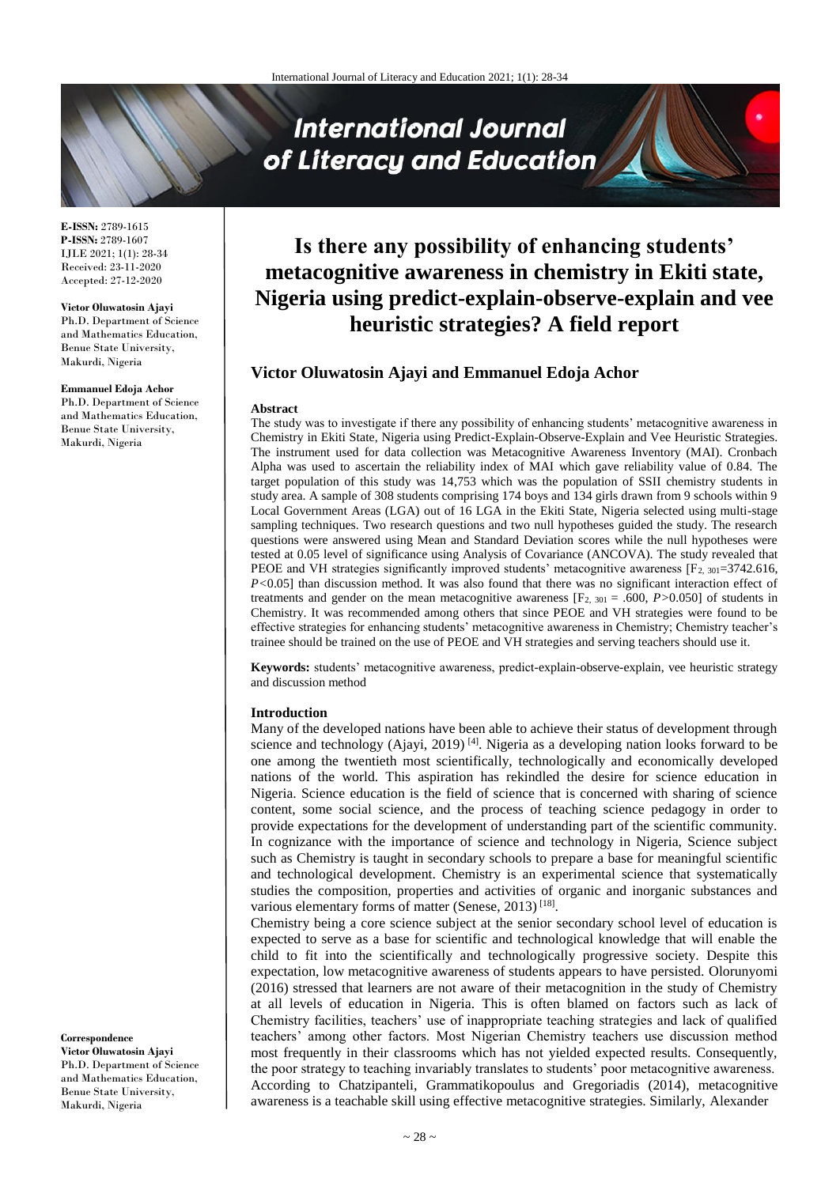**E-ISSN:** 2789-1615
**P-ISSN:** 2789-1607
IJLE 2021; 1(1): 28-34
Received: 23-11-2020
Accepted: 27-12-2020

**Victor Oluwatosin Ajayi**
Ph.D. Department of Science and Mathematics Education, Benue State University, Makurdi, Nigeria

**Emmanuel Edoja Achor**
Ph.D. Department of Science and Mathematics Education, Benue State University, Makurdi, Nigeria

**Correspondence**
**Victor Oluwatosin Ajayi**
Ph.D. Department of Science and Mathematics Education, Benue State University, Makurdi, Nigeria

# Is there any possibility of enhancing students' metacognitive awareness in chemistry in Ekiti state, Nigeria using predict-explain-observe-explain and vee heuristic strategies? A field report

## Victor Oluwatosin Ajayi and Emmanuel Edoja Achor

### Abstract

The study was to investigate if there any possibility of enhancing students' metacognitive awareness in Chemistry in Ekiti State, Nigeria using Predict-Explain-Observe-Explain and Vee Heuristic Strategies. The instrument used for data collection was Metacognitive Awareness Inventory (MAI). Cronbach Alpha was used to ascertain the reliability index of MAI which gave reliability value of 0.84. The target population of this study was 14,753 which was the population of SSII chemistry students in study area. A sample of 308 students comprising 174 boys and 134 girls drawn from 9 schools within 9 Local Government Areas (LGA) out of 16 LGA in the Ekiti State, Nigeria selected using multi-stage sampling techniques. Two research questions and two null hypotheses guided the study. The research questions were answered using Mean and Standard Deviation scores while the null hypotheses were tested at 0.05 level of significance using Analysis of Covariance (ANCOVA). The study revealed that PEOE and VH strategies significantly improved students' metacognitive awareness [$F_{2, 301}$=3742.616, $P$<0.05] than discussion method. It was also found that there was no significant interaction effect of treatments and gender on the mean metacognitive awareness [$F_{2, 301}$ = .600, $P$>0.050] of students in Chemistry. It was recommended among others that since PEOE and VH strategies were found to be effective strategies for enhancing students' metacognitive awareness in Chemistry; Chemistry teacher's trainee should be trained on the use of PEOE and VH strategies and serving teachers should use it.

**Keywords:** students' metacognitive awareness, predict-explain-observe-explain, vee heuristic strategy and discussion method

### Introduction

Many of the developed nations have been able to achieve their status of development through science and technology (Ajayi, 2019) [4]. Nigeria as a developing nation looks forward to be one among the twentieth most scientifically, technologically and economically developed nations of the world. This aspiration has rekindled the desire for science education in Nigeria. Science education is the field of science that is concerned with sharing of science content, some social science, and the process of teaching science pedagogy in order to provide expectations for the development of understanding part of the scientific community. In cognizance with the importance of science and technology in Nigeria, Science subject such as Chemistry is taught in secondary schools to prepare a base for meaningful scientific and technological development. Chemistry is an experimental science that systematically studies the composition, properties and activities of organic and inorganic substances and various elementary forms of matter (Senese, 2013) [18].

Chemistry being a core science subject at the senior secondary school level of education is expected to serve as a base for scientific and technological knowledge that will enable the child to fit into the scientifically and technologically progressive society. Despite this expectation, low metacognitive awareness of students appears to have persisted. Olorunyomi (2016) stressed that learners are not aware of their metacognition in the study of Chemistry at all levels of education in Nigeria. This is often blamed on factors such as lack of Chemistry facilities, teachers' use of inappropriate teaching strategies and lack of qualified teachers' among other factors. Most Nigerian Chemistry teachers use discussion method most frequently in their classrooms which has not yielded expected results. Consequently, the poor strategy to teaching invariably translates to students' poor metacognitive awareness. According to Chatzipanteli, Grammatikopoulus and Gregoriadis (2014), metacognitive awareness is a teachable skill using effective metacognitive strategies. Similarly, Alexander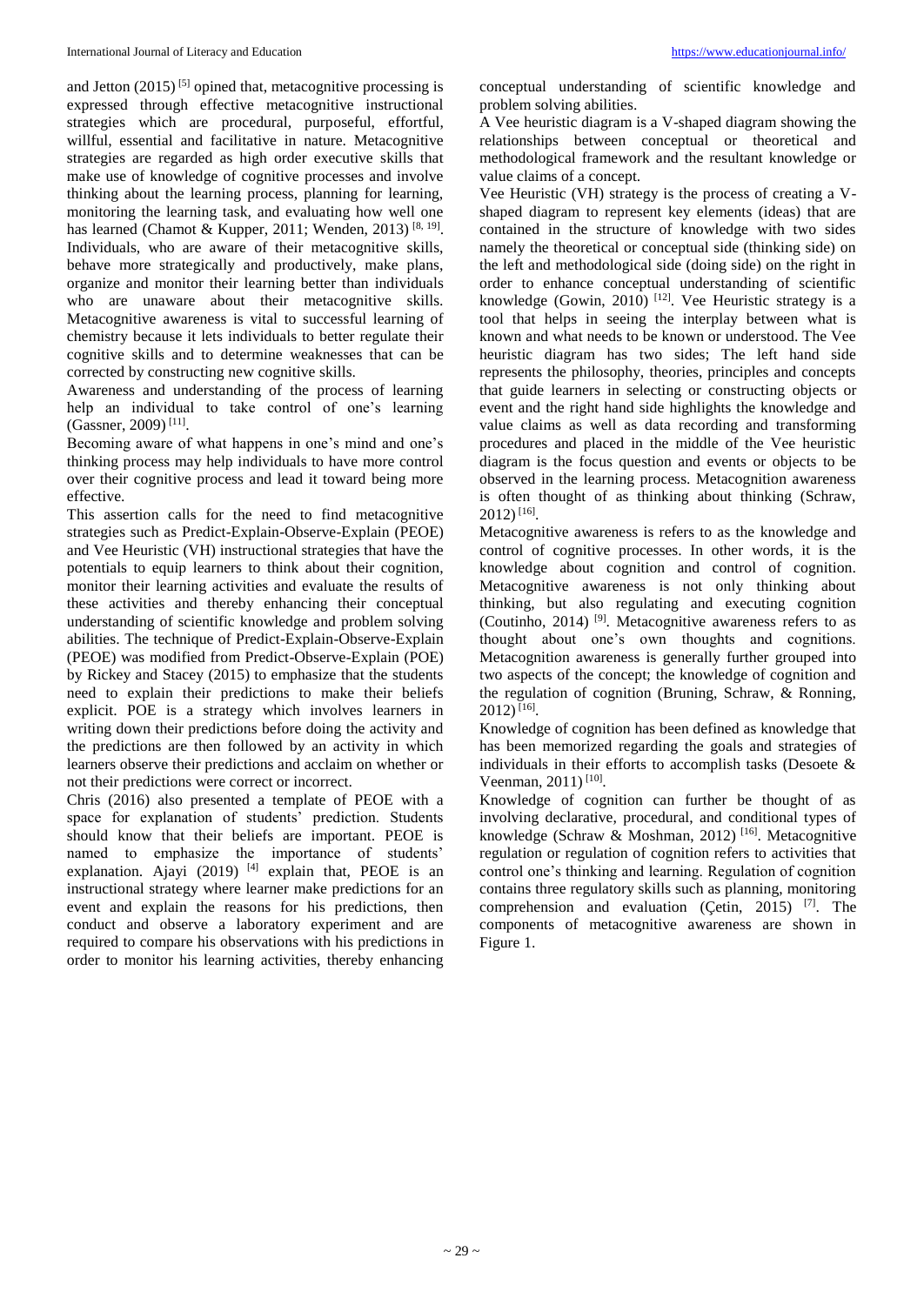and Jetton (2015) [5] opined that, metacognitive processing is expressed through effective metacognitive instructional strategies which are procedural, purposeful, effortful, willful, essential and facilitative in nature. Metacognitive strategies are regarded as high order executive skills that make use of knowledge of cognitive processes and involve thinking about the learning process, planning for learning, monitoring the learning task, and evaluating how well one has learned (Chamot & Kupper, 2011; Wenden, 2013) [8, 19]. Individuals, who are aware of their metacognitive skills, behave more strategically and productively, make plans, organize and monitor their learning better than individuals who are unaware about their metacognitive skills. Metacognitive awareness is vital to successful learning of chemistry because it lets individuals to better regulate their cognitive skills and to determine weaknesses that can be corrected by constructing new cognitive skills.

Awareness and understanding of the process of learning help an individual to take control of one's learning (Gassner, 2009) [11].

Becoming aware of what happens in one's mind and one's thinking process may help individuals to have more control over their cognitive process and lead it toward being more effective.

This assertion calls for the need to find metacognitive strategies such as Predict-Explain-Observe-Explain (PEOE) and Vee Heuristic (VH) instructional strategies that have the potentials to equip learners to think about their cognition, monitor their learning activities and evaluate the results of these activities and thereby enhancing their conceptual understanding of scientific knowledge and problem solving abilities. The technique of Predict-Explain-Observe-Explain (PEOE) was modified from Predict-Observe-Explain (POE) by Rickey and Stacey (2015) to emphasize that the students need to explain their predictions to make their beliefs explicit. POE is a strategy which involves learners in writing down their predictions before doing the activity and the predictions are then followed by an activity in which learners observe their predictions and acclaim on whether or not their predictions were correct or incorrect.

Chris (2016) also presented a template of PEOE with a space for explanation of students' prediction. Students should know that their beliefs are important. PEOE is named to emphasize the importance of students' explanation. Ajayi (2019) [4] explain that, PEOE is an instructional strategy where learner make predictions for an event and explain the reasons for his predictions, then conduct and observe a laboratory experiment and are required to compare his observations with his predictions in order to monitor his learning activities, thereby enhancing conceptual understanding of scientific knowledge and problem solving abilities.

A Vee heuristic diagram is a V-shaped diagram showing the relationships between conceptual or theoretical and methodological framework and the resultant knowledge or value claims of a concept.

Vee Heuristic (VH) strategy is the process of creating a V-shaped diagram to represent key elements (ideas) that are contained in the structure of knowledge with two sides namely the theoretical or conceptual side (thinking side) on the left and methodological side (doing side) on the right in order to enhance conceptual understanding of scientific knowledge (Gowin, 2010) [12]. Vee Heuristic strategy is a tool that helps in seeing the interplay between what is known and what needs to be known or understood. The Vee heuristic diagram has two sides; The left hand side represents the philosophy, theories, principles and concepts that guide learners in selecting or constructing objects or event and the right hand side highlights the knowledge and value claims as well as data recording and transforming procedures and placed in the middle of the Vee heuristic diagram is the focus question and events or objects to be observed in the learning process. Metacognition awareness is often thought of as thinking about thinking (Schraw, 2012) [16].

Metacognitive awareness is refers to as the knowledge and control of cognitive processes. In other words, it is the knowledge about cognition and control of cognition. Metacognitive awareness is not only thinking about thinking, but also regulating and executing cognition (Coutinho, 2014) [9]. Metacognitive awareness refers to as thought about one's own thoughts and cognitions. Metacognition awareness is generally further grouped into two aspects of the concept; the knowledge of cognition and the regulation of cognition (Bruning, Schraw, & Ronning, 2012) [16].

Knowledge of cognition has been defined as knowledge that has been memorized regarding the goals and strategies of individuals in their efforts to accomplish tasks (Desoete & Veenman, 2011) [10].

Knowledge of cognition can further be thought of as involving declarative, procedural, and conditional types of knowledge (Schraw & Moshman, 2012) [16]. Metacognitive regulation or regulation of cognition refers to activities that control one's thinking and learning. Regulation of cognition contains three regulatory skills such as planning, monitoring comprehension and evaluation (Çetin, 2015) [7]. The components of metacognitive awareness are shown in Figure 1.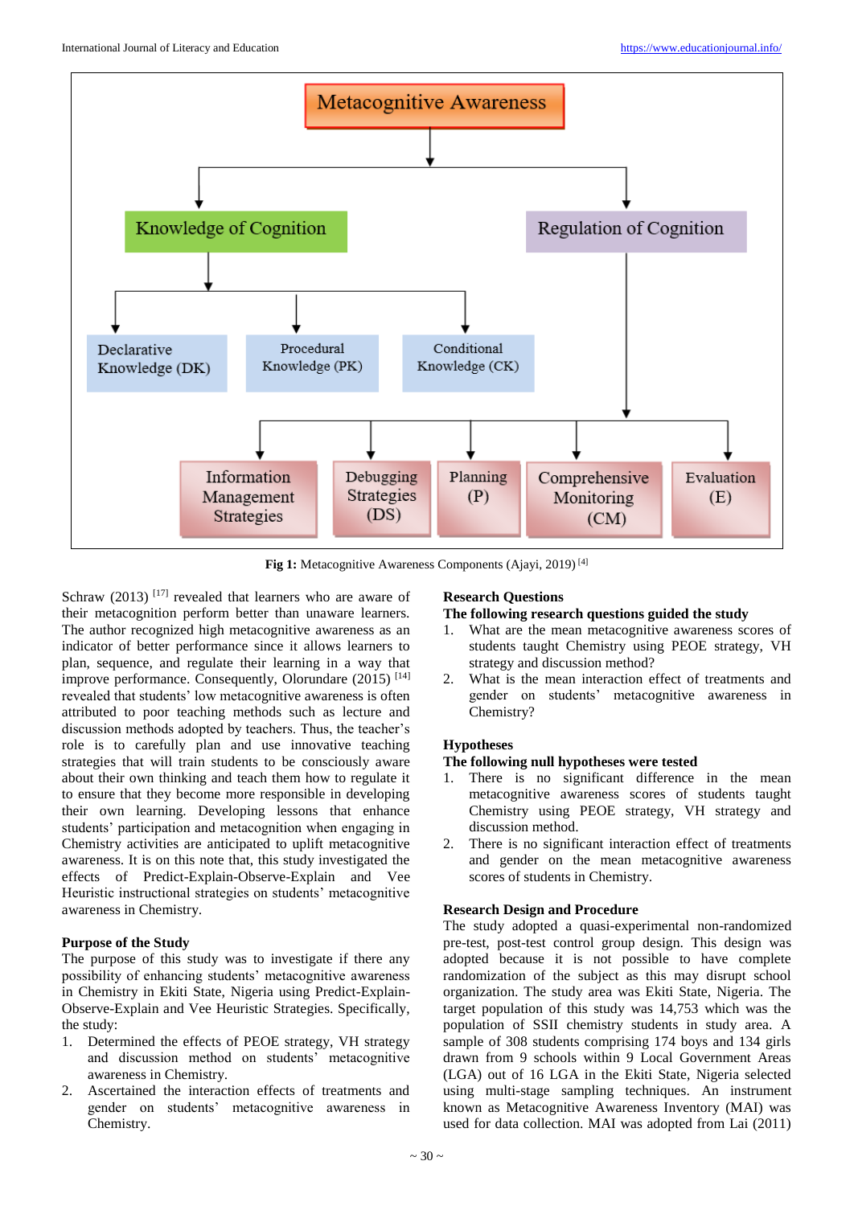- Metacognitive Awareness
  - Knowledge of Cognition
    - Declarative Knowledge (DK)
    - Procedural Knowledge (PK)
    - Conditional Knowledge (CK)
  - Regulation of Cognition
    - Information Management Strategies
    - Debugging Strategies (DS)
    - Planning (P)
    - Comprehensive Monitoring (CM)
    - Evaluation (E)

**Fig 1:** Metacognitive Awareness Components (Ajayi, 2019) [4]

Schraw (2013) [17] revealed that learners who are aware of their metacognition perform better than unaware learners. The author recognized high metacognitive awareness as an indicator of better performance since it allows learners to plan, sequence, and regulate their learning in a way that improve performance. Consequently, Olorundare (2015) [14] revealed that students' low metacognitive awareness is often attributed to poor teaching methods such as lecture and discussion methods adopted by teachers. Thus, the teacher's role is to carefully plan and use innovative teaching strategies that will train students to be consciously aware about their own thinking and teach them how to regulate it to ensure that they become more responsible in developing their own learning. Developing lessons that enhance students' participation and metacognition when engaging in Chemistry activities are anticipated to uplift metacognitive awareness. It is on this note that, this study investigated the effects of Predict-Explain-Observe-Explain and Vee Heuristic instructional strategies on students' metacognitive awareness in Chemistry.

## Purpose of the Study

The purpose of this study was to investigate if there any possibility of enhancing students' metacognitive awareness in Chemistry in Ekiti State, Nigeria using Predict-Explain-Observe-Explain and Vee Heuristic Strategies. Specifically, the study:

1. Determined the effects of PEOE strategy, VH strategy and discussion method on students' metacognitive awareness in Chemistry.
2. Ascertained the interaction effects of treatments and gender on students' metacognitive awareness in Chemistry.

## Research Questions

**The following research questions guided the study**

1. What are the mean metacognitive awareness scores of students taught Chemistry using PEOE strategy, VH strategy and discussion method?
2. What is the mean interaction effect of treatments and gender on students' metacognitive awareness in Chemistry?

## Hypotheses

**The following null hypotheses were tested**

1. There is no significant difference in the mean metacognitive awareness scores of students taught Chemistry using PEOE strategy, VH strategy and discussion method.
2. There is no significant interaction effect of treatments and gender on the mean metacognitive awareness scores of students in Chemistry.

## Research Design and Procedure

The study adopted a quasi-experimental non-randomized pre-test, post-test control group design. This design was adopted because it is not possible to have complete randomization of the subject as this may disrupt school organization. The study area was Ekiti State, Nigeria. The target population of this study was 14,753 which was the population of SSII chemistry students in study area. A sample of 308 students comprising 174 boys and 134 girls drawn from 9 schools within 9 Local Government Areas (LGA) out of 16 LGA in the Ekiti State, Nigeria selected using multi-stage sampling techniques. An instrument known as Metacognitive Awareness Inventory (MAI) was used for data collection. MAI was adopted from Lai (2011)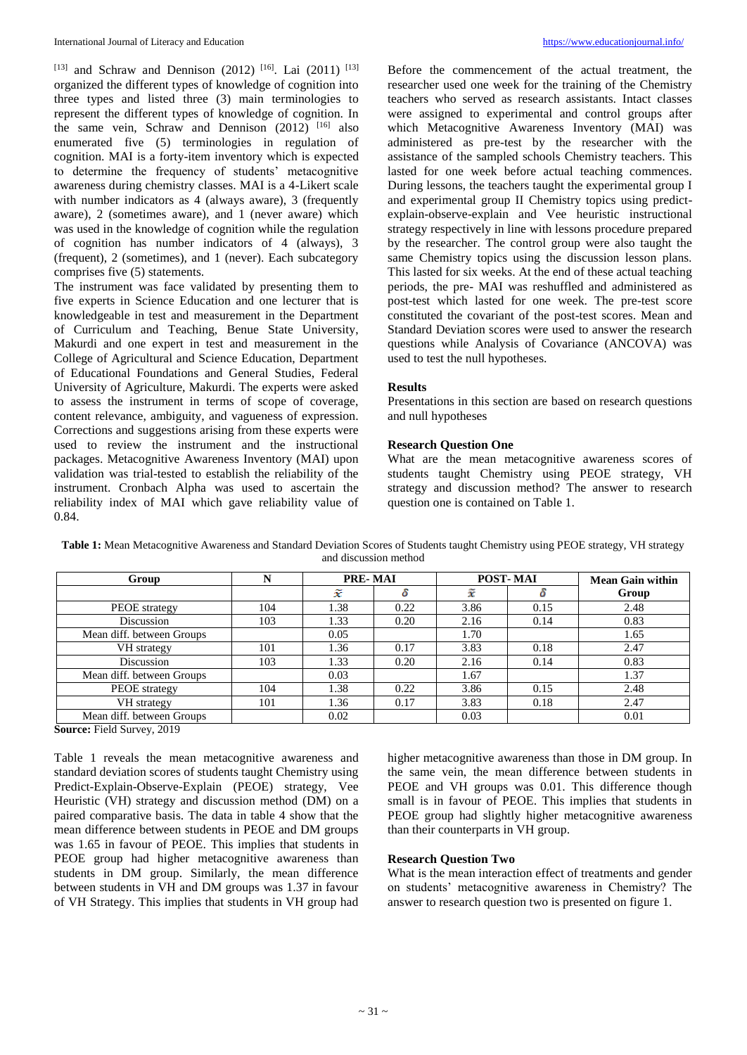[13] and Schraw and Dennison (2012) [16]. Lai (2011) [13] organized the different types of knowledge of cognition into three types and listed three (3) main terminologies to represent the different types of knowledge of cognition. In the same vein, Schraw and Dennison (2012) [16] also enumerated five (5) terminologies in regulation of cognition. MAI is a forty-item inventory which is expected to determine the frequency of students' metacognitive awareness during chemistry classes. MAI is a 4-Likert scale with number indicators as 4 (always aware), 3 (frequently aware), 2 (sometimes aware), and 1 (never aware) which was used in the knowledge of cognition while the regulation of cognition has number indicators of 4 (always), 3 (frequent), 2 (sometimes), and 1 (never). Each subcategory comprises five (5) statements.

The instrument was face validated by presenting them to five experts in Science Education and one lecturer that is knowledgeable in test and measurement in the Department of Curriculum and Teaching, Benue State University, Makurdi and one expert in test and measurement in the College of Agricultural and Science Education, Department of Educational Foundations and General Studies, Federal University of Agriculture, Makurdi. The experts were asked to assess the instrument in terms of scope of coverage, content relevance, ambiguity, and vagueness of expression. Corrections and suggestions arising from these experts were used to review the instrument and the instructional packages. Metacognitive Awareness Inventory (MAI) upon validation was trial-tested to establish the reliability of the instrument. Cronbach Alpha was used to ascertain the reliability index of MAI which gave reliability value of 0.84.

Before the commencement of the actual treatment, the researcher used one week for the training of the Chemistry teachers who served as research assistants. Intact classes were assigned to experimental and control groups after which Metacognitive Awareness Inventory (MAI) was administered as pre-test by the researcher with the assistance of the sampled schools Chemistry teachers. This lasted for one week before actual teaching commences. During lessons, the teachers taught the experimental group I and experimental group II Chemistry topics using predict-explain-observe-explain and Vee heuristic instructional strategy respectively in line with lessons procedure prepared by the researcher. The control group were also taught the same Chemistry topics using the discussion lesson plans. This lasted for six weeks. At the end of these actual teaching periods, the pre- MAI was reshuffled and administered as post-test which lasted for one week. The pre-test score constituted the covariant of the post-test scores. Mean and Standard Deviation scores were used to answer the research questions while Analysis of Covariance (ANCOVA) was used to test the null hypotheses.

## Results

Presentations in this section are based on research questions and null hypotheses

### Research Question One

What are the mean metacognitive awareness scores of students taught Chemistry using PEOE strategy, VH strategy and discussion method? The answer to research question one is contained on Table 1.

**Table 1:** Mean Metacognitive Awareness and Standard Deviation Scores of Students taught Chemistry using PEOE strategy, VH strategy and discussion method

| Group | N | PRE- MAI | | POST- MAI | | Mean Gain within Group |
|---|---|---|---|---|---|---|
| | | $\bar{x}$ | $\delta$ | $\bar{x}$ | $\delta$ | |
| PEOE strategy | 104 | 1.38 | 0.22 | 3.86 | 0.15 | 2.48 |
| Discussion | 103 | 1.33 | 0.20 | 2.16 | 0.14 | 0.83 |
| Mean diff. between Groups | | 0.05 | | 1.70 | | 1.65 |
| VH strategy | 101 | 1.36 | 0.17 | 3.83 | 0.18 | 2.47 |
| Discussion | 103 | 1.33 | 0.20 | 2.16 | 0.14 | 0.83 |
| Mean diff. between Groups | | 0.03 | | 1.67 | | 1.37 |
| PEOE strategy | 104 | 1.38 | 0.22 | 3.86 | 0.15 | 2.48 |
| VH strategy | 101 | 1.36 | 0.17 | 3.83 | 0.18 | 2.47 |
| Mean diff. between Groups | | 0.02 | | 0.03 | | 0.01 |

**Source:** Field Survey, 2019

Table 1 reveals the mean metacognitive awareness and standard deviation scores of students taught Chemistry using Predict-Explain-Observe-Explain (PEOE) strategy, Vee Heuristic (VH) strategy and discussion method (DM) on a paired comparative basis. The data in table 4 show that the mean difference between students in PEOE and DM groups was 1.65 in favour of PEOE. This implies that students in PEOE group had higher metacognitive awareness than students in DM group. Similarly, the mean difference between students in VH and DM groups was 1.37 in favour of VH Strategy. This implies that students in VH group had higher metacognitive awareness than those in DM group. In the same vein, the mean difference between students in PEOE and VH groups was 0.01. This difference though small is in favour of PEOE. This implies that students in PEOE group had slightly higher metacognitive awareness than their counterparts in VH group.

### Research Question Two

What is the mean interaction effect of treatments and gender on students' metacognitive awareness in Chemistry? The answer to research question two is presented on figure 1.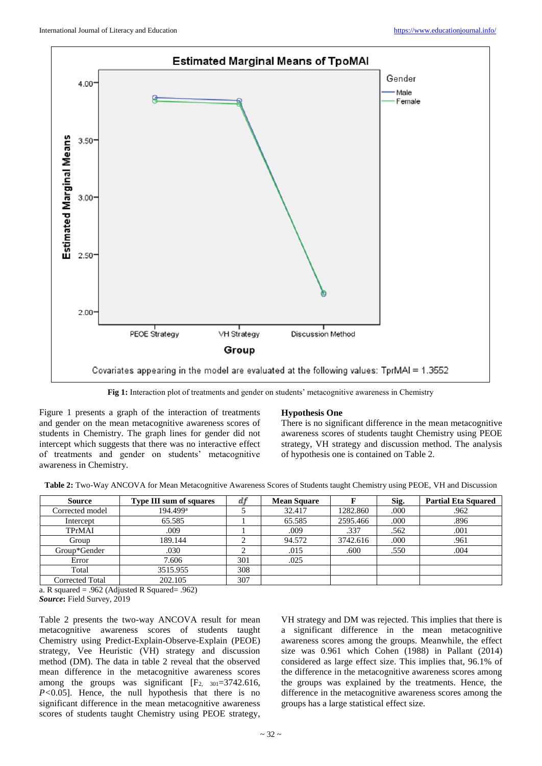Fig 1: Interaction plot of treatments and gender on students' metacognitive awareness in Chemistry

Figure 1 presents a graph of the interaction of treatments and gender on the mean metacognitive awareness scores of students in Chemistry. The graph lines for gender did not intercept which suggests that there was no interactive effect of treatments and gender on students' metacognitive awareness in Chemistry.

### Hypothesis One

There is no significant difference in the mean metacognitive awareness scores of students taught Chemistry using PEOE strategy, VH strategy and discussion method. The analysis of hypothesis one is contained on Table 2.

**Table 2:** Two-Way ANCOVA for Mean Metacognitive Awareness Scores of Students taught Chemistry using PEOE, VH and Discussion

| Source | Type III sum of squares | *df* | Mean Square | F | Sig. | Partial Eta Squared |
|---|---|---|---|---|---|---|
| Corrected model | 194.499[a] | 5 | 32.417 | 1282.860 | .000 | .962 |
| Intercept | 65.585 | 1 | 65.585 | 2595.466 | .000 | .896 |
| TPrMAI | .009 | 1 | .009 | .337 | .562 | .001 |
| Group | 189.144 | 2 | 94.572 | 3742.616 | .000 | .961 |
| Group*Gender | .030 | 2 | .015 | .600 | .550 | .004 |
| Error | 7.606 | 301 | .025 | | | |
| Total | 3515.955 | 308 | | | | |
| Corrected Total | 202.105 | 307 | | | | |

a. R squared = .962 (Adjusted R Squared= .962)

***Source*:** Field Survey, 2019

Table 2 presents the two-way ANCOVA result for mean metacognitive awareness scores of students taught Chemistry using Predict-Explain-Observe-Explain (PEOE) strategy, Vee Heuristic (VH) strategy and discussion method (DM). The data in table 2 reveal that the observed mean difference in the metacognitive awareness scores among the groups was significant [$F_{2,\ 301}$=3742.616, $P$<0.05]. Hence, the null hypothesis that there is no significant difference in the mean metacognitive awareness scores of students taught Chemistry using PEOE strategy, VH strategy and DM was rejected. This implies that there is a significant difference in the mean metacognitive awareness scores among the groups. Meanwhile, the effect size was 0.961 which Cohen (1988) in Pallant (2014) considered as large effect size. This implies that, 96.1% of the difference in the metacognitive awareness scores among the groups was explained by the treatments. Hence, the difference in the metacognitive awareness scores among the groups has a large statistical effect size.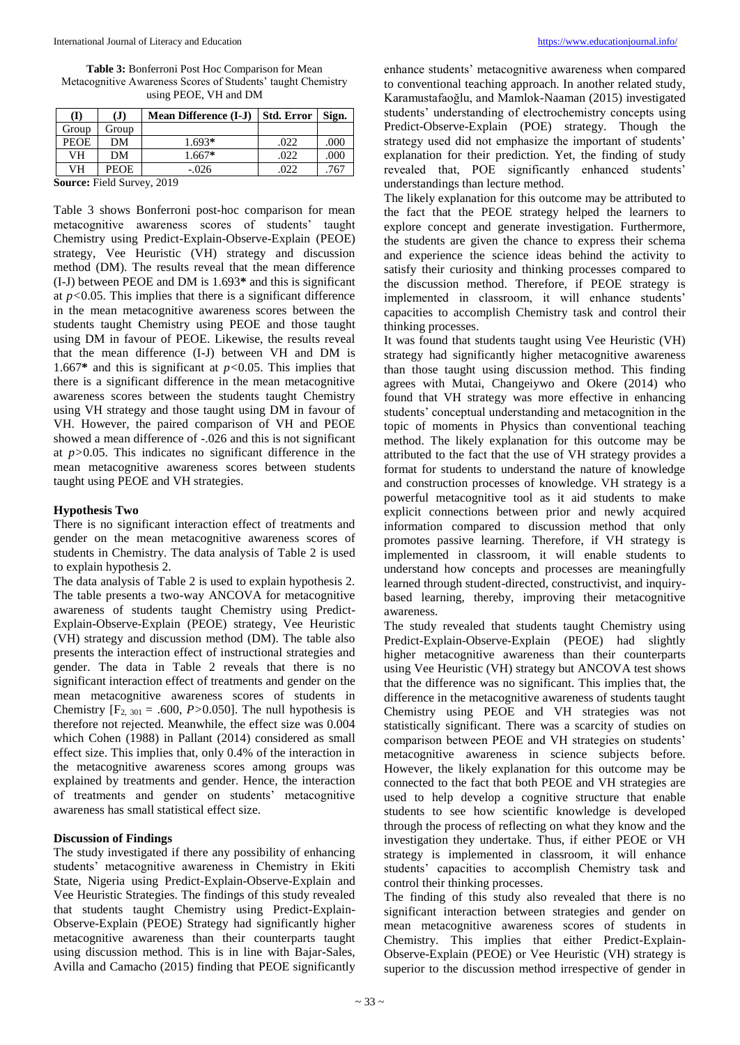**Table 3:** Bonferroni Post Hoc Comparison for Mean Metacognitive Awareness Scores of Students' taught Chemistry using PEOE, VH and DM

| (I) | (J) | Mean Difference (I-J) | Std. Error | Sign. |
|---|---|---|---|---|
| Group | Group | | | |
| PEOE | DM | 1.693* | .022 | .000 |
| VH | DM | 1.667* | .022 | .000 |
| VH | PEOE | -.026 | .022 | .767 |

**Source:** Field Survey, 2019

Table 3 shows Bonferroni post-hoc comparison for mean metacognitive awareness scores of students' taught Chemistry using Predict-Explain-Observe-Explain (PEOE) strategy, Vee Heuristic (VH) strategy and discussion method (DM). The results reveal that the mean difference (I-J) between PEOE and DM is 1.693**\*** and this is significant at $p<0.05$. This implies that there is a significant difference in the mean metacognitive awareness scores between the students taught Chemistry using PEOE and those taught using DM in favour of PEOE. Likewise, the results reveal that the mean difference (I-J) between VH and DM is 1.667**\*** and this is significant at $p<0.05$. This implies that there is a significant difference in the mean metacognitive awareness scores between the students taught Chemistry using VH strategy and those taught using DM in favour of VH. However, the paired comparison of VH and PEOE showed a mean difference of -.026 and this is not significant at $p>0.05$. This indicates no significant difference in the mean metacognitive awareness scores between students taught using PEOE and VH strategies.

### Hypothesis Two

There is no significant interaction effect of treatments and gender on the mean metacognitive awareness scores of students in Chemistry. The data analysis of Table 2 is used to explain hypothesis 2.

The data analysis of Table 2 is used to explain hypothesis 2. The table presents a two-way ANCOVA for metacognitive awareness of students taught Chemistry using Predict-Explain-Observe-Explain (PEOE) strategy, Vee Heuristic (VH) strategy and discussion method (DM). The table also presents the interaction effect of instructional strategies and gender. The data in Table 2 reveals that there is no significant interaction effect of treatments and gender on the mean metacognitive awareness scores of students in Chemistry [$F_{2,\ 301} = .600$, $P>0.050$]. The null hypothesis is therefore not rejected. Meanwhile, the effect size was 0.004 which Cohen (1988) in Pallant (2014) considered as small effect size. This implies that, only 0.4% of the interaction in the metacognitive awareness scores among groups was explained by treatments and gender. Hence, the interaction of treatments and gender on students' metacognitive awareness has small statistical effect size.

### Discussion of Findings

The study investigated if there any possibility of enhancing students' metacognitive awareness in Chemistry in Ekiti State, Nigeria using Predict-Explain-Observe-Explain and Vee Heuristic Strategies. The findings of this study revealed that students taught Chemistry using Predict-Explain-Observe-Explain (PEOE) Strategy had significantly higher metacognitive awareness than their counterparts taught using discussion method. This is in line with Bajar-Sales, Avilla and Camacho (2015) finding that PEOE significantly enhance students' metacognitive awareness when compared to conventional teaching approach. In another related study, Karamustafaoğlu, and Mamlok-Naaman (2015) investigated students' understanding of electrochemistry concepts using Predict-Observe-Explain (POE) strategy. Though the strategy used did not emphasize the important of students' explanation for their prediction. Yet, the finding of study revealed that, POE significantly enhanced students' understandings than lecture method.

The likely explanation for this outcome may be attributed to the fact that the PEOE strategy helped the learners to explore concept and generate investigation. Furthermore, the students are given the chance to express their schema and experience the science ideas behind the activity to satisfy their curiosity and thinking processes compared to the discussion method. Therefore, if PEOE strategy is implemented in classroom, it will enhance students' capacities to accomplish Chemistry task and control their thinking processes.

It was found that students taught using Vee Heuristic (VH) strategy had significantly higher metacognitive awareness than those taught using discussion method. This finding agrees with Mutai, Changeiywo and Okere (2014) who found that VH strategy was more effective in enhancing students' conceptual understanding and metacognition in the topic of moments in Physics than conventional teaching method. The likely explanation for this outcome may be attributed to the fact that the use of VH strategy provides a format for students to understand the nature of knowledge and construction processes of knowledge. VH strategy is a powerful metacognitive tool as it aid students to make explicit connections between prior and newly acquired information compared to discussion method that only promotes passive learning. Therefore, if VH strategy is implemented in classroom, it will enable students to understand how concepts and processes are meaningfully learned through student-directed, constructivist, and inquiry-based learning, thereby, improving their metacognitive awareness.

The study revealed that students taught Chemistry using Predict-Explain-Observe-Explain (PEOE) had slightly higher metacognitive awareness than their counterparts using Vee Heuristic (VH) strategy but ANCOVA test shows that the difference was no significant. This implies that, the difference in the metacognitive awareness of students taught Chemistry using PEOE and VH strategies was not statistically significant. There was a scarcity of studies on comparison between PEOE and VH strategies on students' metacognitive awareness in science subjects before. However, the likely explanation for this outcome may be connected to the fact that both PEOE and VH strategies are used to help develop a cognitive structure that enable students to see how scientific knowledge is developed through the process of reflecting on what they know and the investigation they undertake. Thus, if either PEOE or VH strategy is implemented in classroom, it will enhance students' capacities to accomplish Chemistry task and control their thinking processes.

The finding of this study also revealed that there is no significant interaction between strategies and gender on mean metacognitive awareness scores of students in Chemistry. This implies that either Predict-Explain-Observe-Explain (PEOE) or Vee Heuristic (VH) strategy is superior to the discussion method irrespective of gender in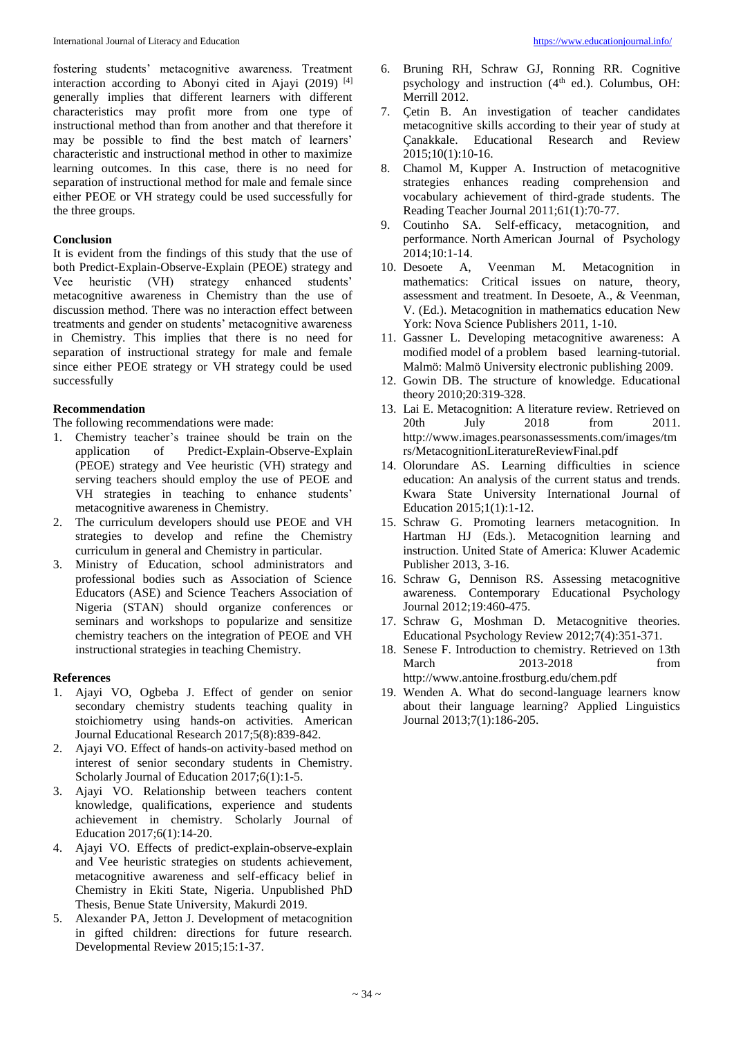fostering students' metacognitive awareness. Treatment interaction according to Abonyi cited in Ajayi (2019) [4] generally implies that different learners with different characteristics may profit more from one type of instructional method than from another and that therefore it may be possible to find the best match of learners' characteristic and instructional method in other to maximize learning outcomes. In this case, there is no need for separation of instructional method for male and female since either PEOE or VH strategy could be used successfully for the three groups.

## Conclusion

It is evident from the findings of this study that the use of both Predict-Explain-Observe-Explain (PEOE) strategy and Vee heuristic (VH) strategy enhanced students' metacognitive awareness in Chemistry than the use of discussion method. There was no interaction effect between treatments and gender on students' metacognitive awareness in Chemistry. This implies that there is no need for separation of instructional strategy for male and female since either PEOE strategy or VH strategy could be used successfully

## Recommendation

The following recommendations were made:

1. Chemistry teacher's trainee should be train on the application of Predict-Explain-Observe-Explain (PEOE) strategy and Vee heuristic (VH) strategy and serving teachers should employ the use of PEOE and VH strategies in teaching to enhance students' metacognitive awareness in Chemistry.
2. The curriculum developers should use PEOE and VH strategies to develop and refine the Chemistry curriculum in general and Chemistry in particular.
3. Ministry of Education, school administrators and professional bodies such as Association of Science Educators (ASE) and Science Teachers Association of Nigeria (STAN) should organize conferences or seminars and workshops to popularize and sensitize chemistry teachers on the integration of PEOE and VH instructional strategies in teaching Chemistry.

## References

1. Ajayi VO, Ogbeba J. Effect of gender on senior secondary chemistry students teaching quality in stoichiometry using hands-on activities. American Journal Educational Research 2017;5(8):839-842.
2. Ajayi VO. Effect of hands-on activity-based method on interest of senior secondary students in Chemistry. Scholarly Journal of Education 2017;6(1):1-5.
3. Ajayi VO. Relationship between teachers content knowledge, qualifications, experience and students achievement in chemistry. Scholarly Journal of Education 2017;6(1):14-20.
4. Ajayi VO. Effects of predict-explain-observe-explain and Vee heuristic strategies on students achievement, metacognitive awareness and self-efficacy belief in Chemistry in Ekiti State, Nigeria. Unpublished PhD Thesis, Benue State University, Makurdi 2019.
5. Alexander PA, Jetton J. Development of metacognition in gifted children: directions for future research. Developmental Review 2015;15:1-37.
6. Bruning RH, Schraw GJ, Ronning RR. Cognitive psychology and instruction (4th ed.). Columbus, OH: Merrill 2012.
7. Çetin B. An investigation of teacher candidates metacognitive skills according to their year of study at Çanakkale. Educational Research and Review 2015;10(1):10-16.
8. Chamol M, Kupper A. Instruction of metacognitive strategies enhances reading comprehension and vocabulary achievement of third-grade students. The Reading Teacher Journal 2011;61(1):70-77.
9. Coutinho SA. Self-efficacy, metacognition, and performance. North American Journal of Psychology 2014;10:1-14.
10. Desoete A, Veenman M. Metacognition in mathematics: Critical issues on nature, theory, assessment and treatment. In Desoete, A., & Veenman, V. (Ed.). Metacognition in mathematics education New York: Nova Science Publishers 2011, 1-10.
11. Gassner L. Developing metacognitive awareness: A modified model of a problem based learning-tutorial. Malmö: Malmö University electronic publishing 2009.
12. Gowin DB. The structure of knowledge. Educational theory 2010;20:319-328.
13. Lai E. Metacognition: A literature review. Retrieved on 20th July 2018 from 2011. http://www.images.pearsonassessments.com/images/tmrs/MetacognitionLiteratureReviewFinal.pdf
14. Olorundare AS. Learning difficulties in science education: An analysis of the current status and trends. Kwara State University International Journal of Education 2015;1(1):1-12.
15. Schraw G. Promoting learners metacognition. In Hartman HJ (Eds.). Metacognition learning and instruction. United State of America: Kluwer Academic Publisher 2013, 3-16.
16. Schraw G, Dennison RS. Assessing metacognitive awareness. Contemporary Educational Psychology Journal 2012;19:460-475.
17. Schraw G, Moshman D. Metacognitive theories. Educational Psychology Review 2012;7(4):351-371.
18. Senese F. Introduction to chemistry. Retrieved on 13th March 2013-2018 from http://www.antoine.frostburg.edu/chem.pdf
19. Wenden A. What do second-language learners know about their language learning? Applied Linguistics Journal 2013;7(1):186-205.